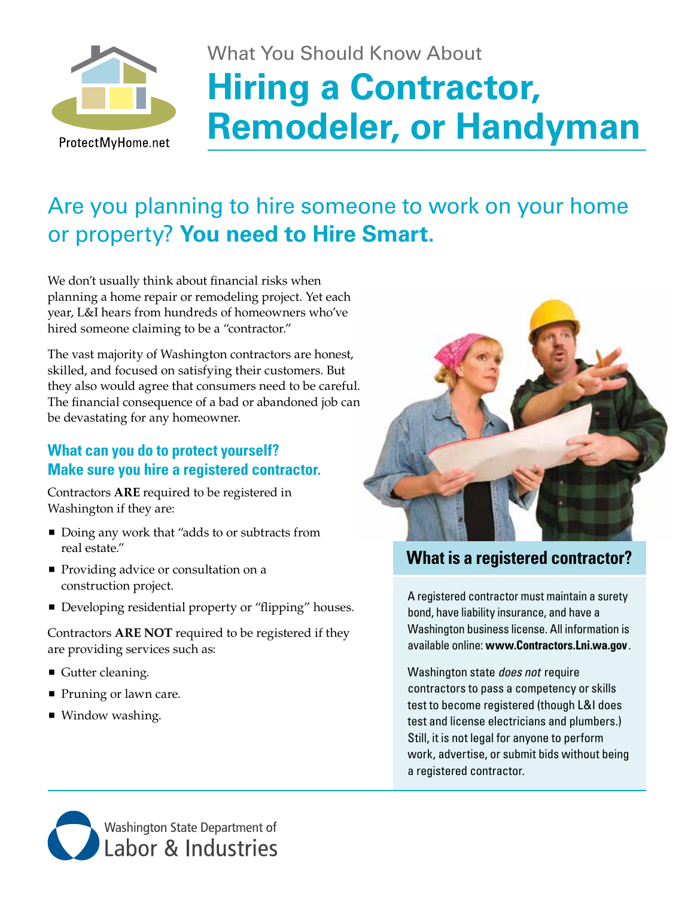ProtectMyHome.net

What You Should Know About

# Hiring a Contractor, Remodeler, or Handyman

## Are you planning to hire someone to work on your home or property? **You need to Hire Smart.**

We don't usually think about financial risks when planning a home repair or remodeling project. Yet each year, L&I hears from hundreds of homeowners who've hired someone claiming to be a "contractor."

The vast majority of Washington contractors are honest, skilled, and focused on satisfying their customers. But they also would agree that consumers need to be careful. The financial consequence of a bad or abandoned job can be devastating for any homeowner.

### What can you do to protect yourself? Make sure you hire a registered contractor.

Contractors **ARE** required to be registered in Washington if they are:

- Doing any work that "adds to or subtracts from real estate."
- Providing advice or consultation on a construction project.
- Developing residential property or "flipping" houses.

Contractors **ARE NOT** required to be registered if they are providing services such as:

- Gutter cleaning.
- Pruning or lawn care.
- Window washing.

### What is a registered contractor?

A registered contractor must maintain a surety bond, have liability insurance, and have a Washington business license. All information is available online: **www.Contractors.Lni.wa.gov**.

Washington state *does not* require contractors to pass a competency or skills test to become registered (though L&I does test and license electricians and plumbers.) Still, it is not legal for anyone to perform work, advertise, or submit bids without being a registered contractor.

Washington State Department of Labor & Industries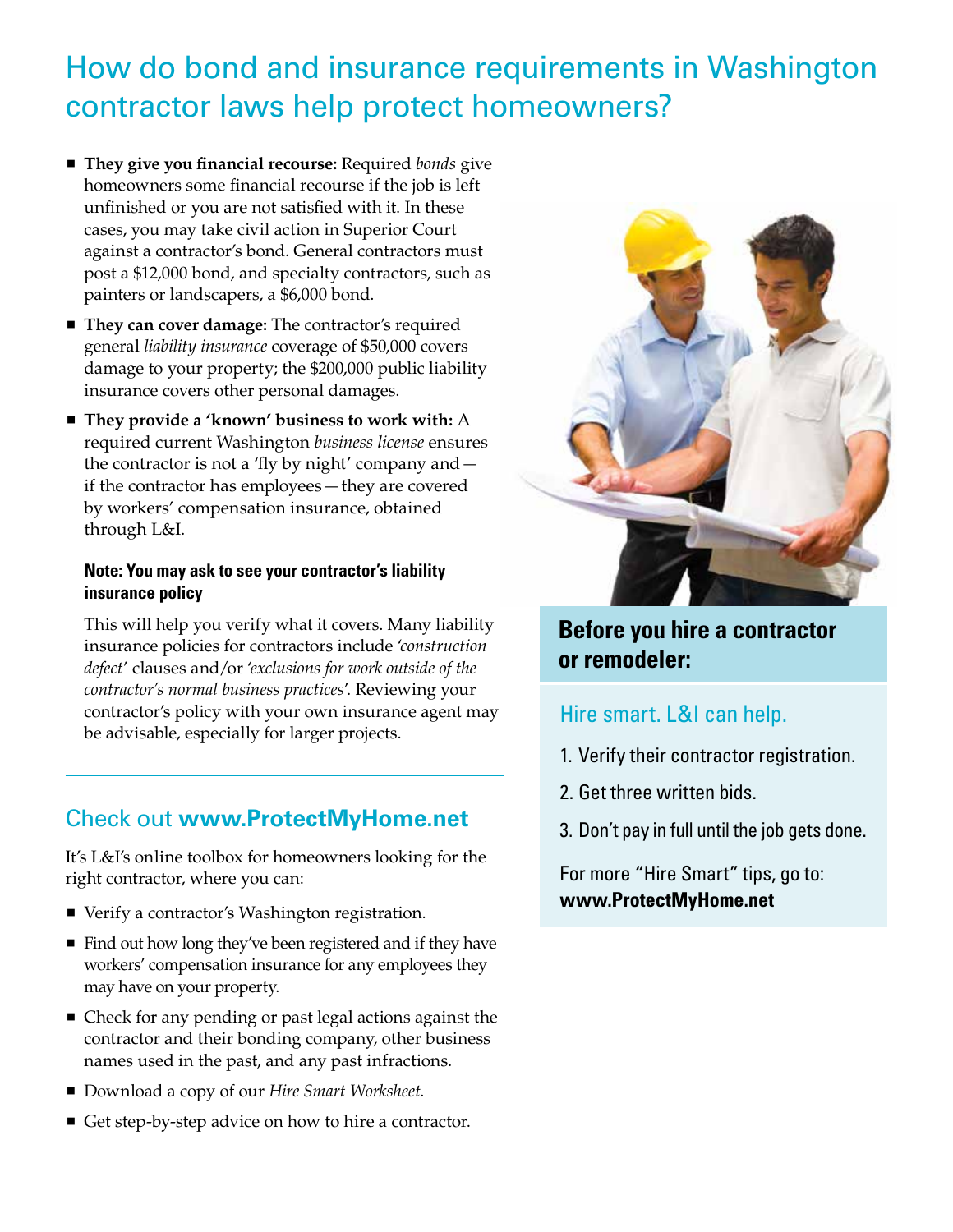# How do bond and insurance requirements in Washington contractor laws help protect homeowners?

- **They give you financial recourse:** Required *bonds* give homeowners some financial recourse if the job is left unfinished or you are not satisfied with it. In these cases, you may take civil action in Superior Court against a contractor's bond. General contractors must post a $12,000 bond, and specialty contractors, such as painters or landscapers, a $6,000 bond.
- **They can cover damage:** The contractor's required general *liability insurance* coverage of $50,000 covers damage to your property; the $200,000 public liability insurance covers other personal damages.
- **They provide a 'known' business to work with:** A required current Washington *business license* ensures the contractor is not a 'fly by night' company and — if the contractor has employees — they are covered by workers' compensation insurance, obtained through L&I.

**Note: You may ask to see your contractor's liability insurance policy**

This will help you verify what it covers. Many liability insurance policies for contractors include *'construction defect'* clauses and/or *'exclusions for work outside of the contractor's normal business practices'*. Reviewing your contractor's policy with your own insurance agent may be advisable, especially for larger projects.

## Check out **www.ProtectMyHome.net**

It's L&I's online toolbox for homeowners looking for the right contractor, where you can:

- Verify a contractor's Washington registration.
- Find out how long they've been registered and if they have workers' compensation insurance for any employees they may have on your property.
- Check for any pending or past legal actions against the contractor and their bonding company, other business names used in the past, and any past infractions.
- Download a copy of our *Hire Smart Worksheet*.
- Get step-by-step advice on how to hire a contractor.

## Before you hire a contractor or remodeler:

### Hire smart. L&I can help.

1. Verify their contractor registration.
2. Get three written bids.
3. Don't pay in full until the job gets done.

For more "Hire Smart" tips, go to: **www.ProtectMyHome.net**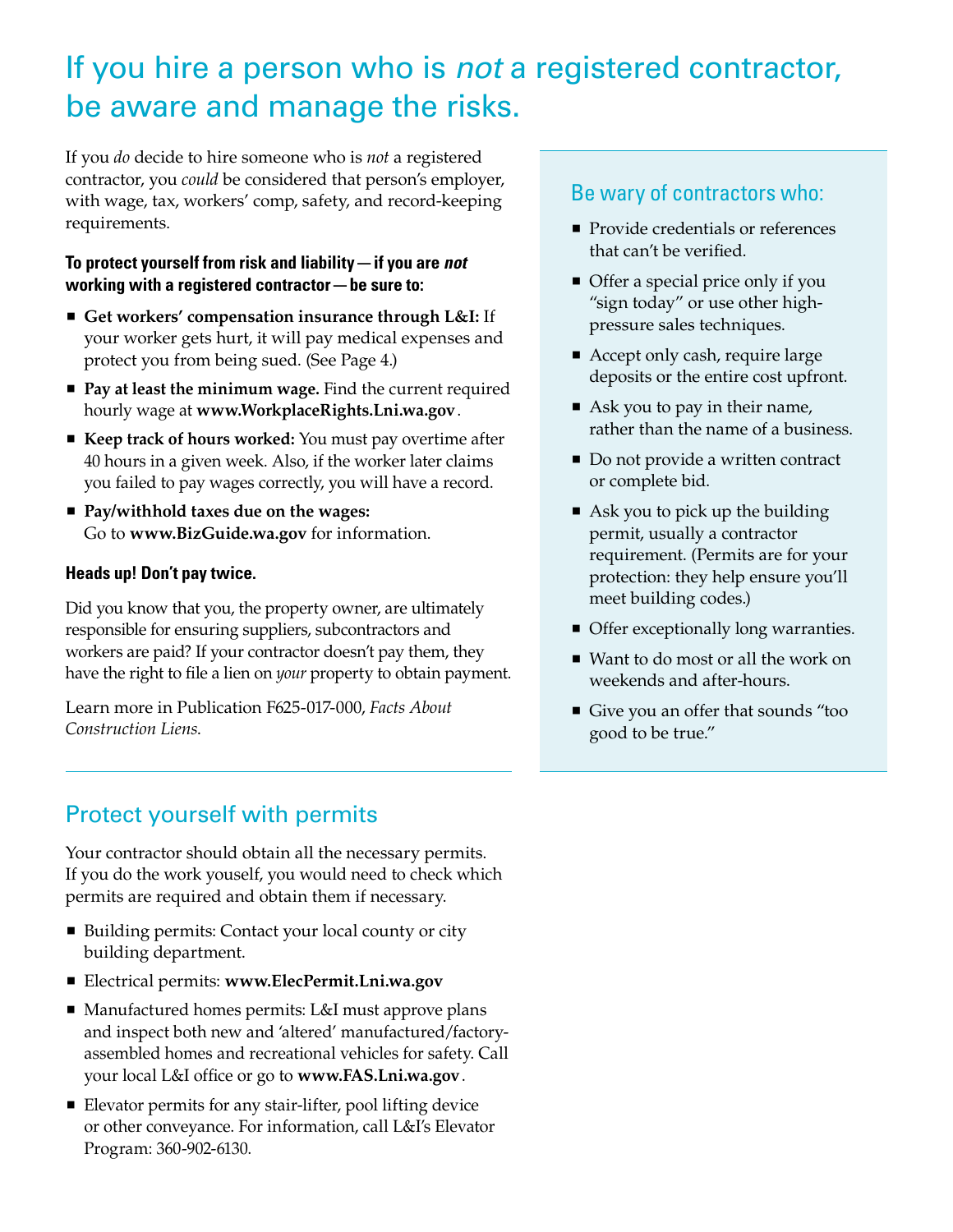# If you hire a person who is *not* a registered contractor, be aware and manage the risks.

If you *do* decide to hire someone who is *not* a registered contractor, you *could* be considered that person's employer, with wage, tax, workers' comp, safety, and record-keeping requirements.

**To protect yourself from risk and liability — if you are *not* working with a registered contractor — be sure to:**

- **Get workers' compensation insurance through L&I:** If your worker gets hurt, it will pay medical expenses and protect you from being sued. (See Page 4.)
- **Pay at least the minimum wage.** Find the current required hourly wage at **www.WorkplaceRights.Lni.wa.gov**.
- **Keep track of hours worked:** You must pay overtime after 40 hours in a given week. Also, if the worker later claims you failed to pay wages correctly, you will have a record.
- **Pay/withhold taxes due on the wages:** Go to **www.BizGuide.wa.gov** for information.

**Heads up! Don't pay twice.**

Did you know that you, the property owner, are ultimately responsible for ensuring suppliers, subcontractors and workers are paid? If your contractor doesn't pay them, they have the right to file a lien on *your* property to obtain payment.

Learn more in Publication F625-017-000, *Facts About Construction Liens*.

## Be wary of contractors who:

- Provide credentials or references that can't be verified.
- Offer a special price only if you "sign today" or use other high-pressure sales techniques.
- Accept only cash, require large deposits or the entire cost upfront.
- Ask you to pay in their name, rather than the name of a business.
- Do not provide a written contract or complete bid.
- Ask you to pick up the building permit, usually a contractor requirement. (Permits are for your protection: they help ensure you'll meet building codes.)
- Offer exceptionally long warranties.
- Want to do most or all the work on weekends and after-hours.
- Give you an offer that sounds "too good to be true."

## Protect yourself with permits

Your contractor should obtain all the necessary permits. If you do the work youself, you would need to check which permits are required and obtain them if necessary.

- Building permits: Contact your local county or city building department.
- Electrical permits: **www.ElecPermit.Lni.wa.gov**
- Manufactured homes permits: L&I must approve plans and inspect both new and 'altered' manufactured/factory-assembled homes and recreational vehicles for safety. Call your local L&I office or go to **www.FAS.Lni.wa.gov**.
- Elevator permits for any stair-lifter, pool lifting device or other conveyance. For information, call L&I's Elevator Program: 360-902-6130.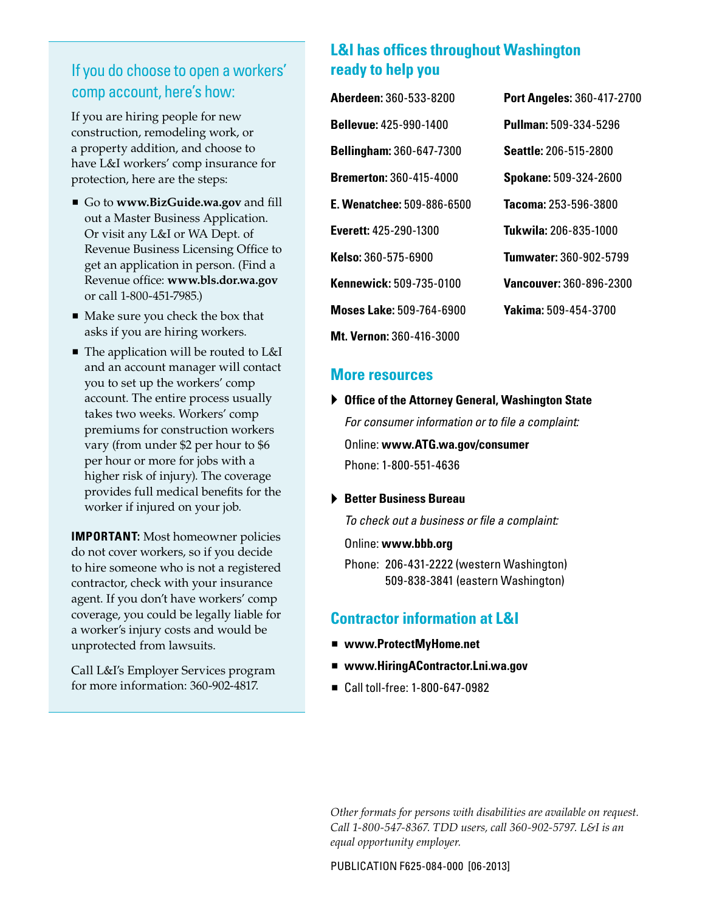## If you do choose to open a workers' comp account, here's how:

If you are hiring people for new construction, remodeling work, or a property addition, and choose to have L&I workers' comp insurance for protection, here are the steps:

- Go to **www.BizGuide.wa.gov** and fill out a Master Business Application. Or visit any L&I or WA Dept. of Revenue Business Licensing Office to get an application in person. (Find a Revenue office: **www.bls.dor.wa.gov** or call 1-800-451-7985.)
- Make sure you check the box that asks if you are hiring workers.
- The application will be routed to L&I and an account manager will contact you to set up the workers' comp account. The entire process usually takes two weeks. Workers' comp premiums for construction workers vary (from under $2 per hour to $6 per hour or more for jobs with a higher risk of injury). The coverage provides full medical benefits for the worker if injured on your job.

**IMPORTANT:** Most homeowner policies do not cover workers, so if you decide to hire someone who is not a registered contractor, check with your insurance agent. If you don't have workers' comp coverage, you could be legally liable for a worker's injury costs and would be unprotected from lawsuits.

Call L&I's Employer Services program for more information: 360-902-4817.

## L&I has offices throughout Washington ready to help you

**Aberdeen:** 360-533-8200

**Bellevue:** 425-990-1400

**Bellingham:** 360-647-7300

**Bremerton:** 360-415-4000

**E. Wenatchee:** 509-886-6500

**Everett:** 425-290-1300

**Kelso:** 360-575-6900

**Kennewick:** 509-735-0100

**Moses Lake:** 509-764-6900

**Mt. Vernon:** 360-416-3000

**Port Angeles:** 360-417-2700

**Pullman:** 509-334-5296

**Seattle:** 206-515-2800

**Spokane:** 509-324-2600

**Tacoma:** 253-596-3800

**Tukwila:** 206-835-1000

**Tumwater:** 360-902-5799

**Vancouver:** 360-896-2300

**Yakima:** 509-454-3700

## More resources

- **Office of the Attorney General, Washington State**

  *For consumer information or to file a complaint:*

  Online: **www.ATG.wa.gov/consumer**

  Phone: 1-800-551-4636

- **Better Business Bureau**

  *To check out a business or file a complaint:*

  Online: **www.bbb.org**

  Phone: 206-431-2222 (western Washington)
  509-838-3841 (eastern Washington)

## Contractor information at L&I

- **www.ProtectMyHome.net**
- **www.HiringAContractor.Lni.wa.gov**
- Call toll-free: 1-800-647-0982

*Other formats for persons with disabilities are available on request. Call 1-800-547-8367. TDD users, call 360-902-5797. L&I is an equal opportunity employer.*

PUBLICATION F625-084-000 [06-2013]